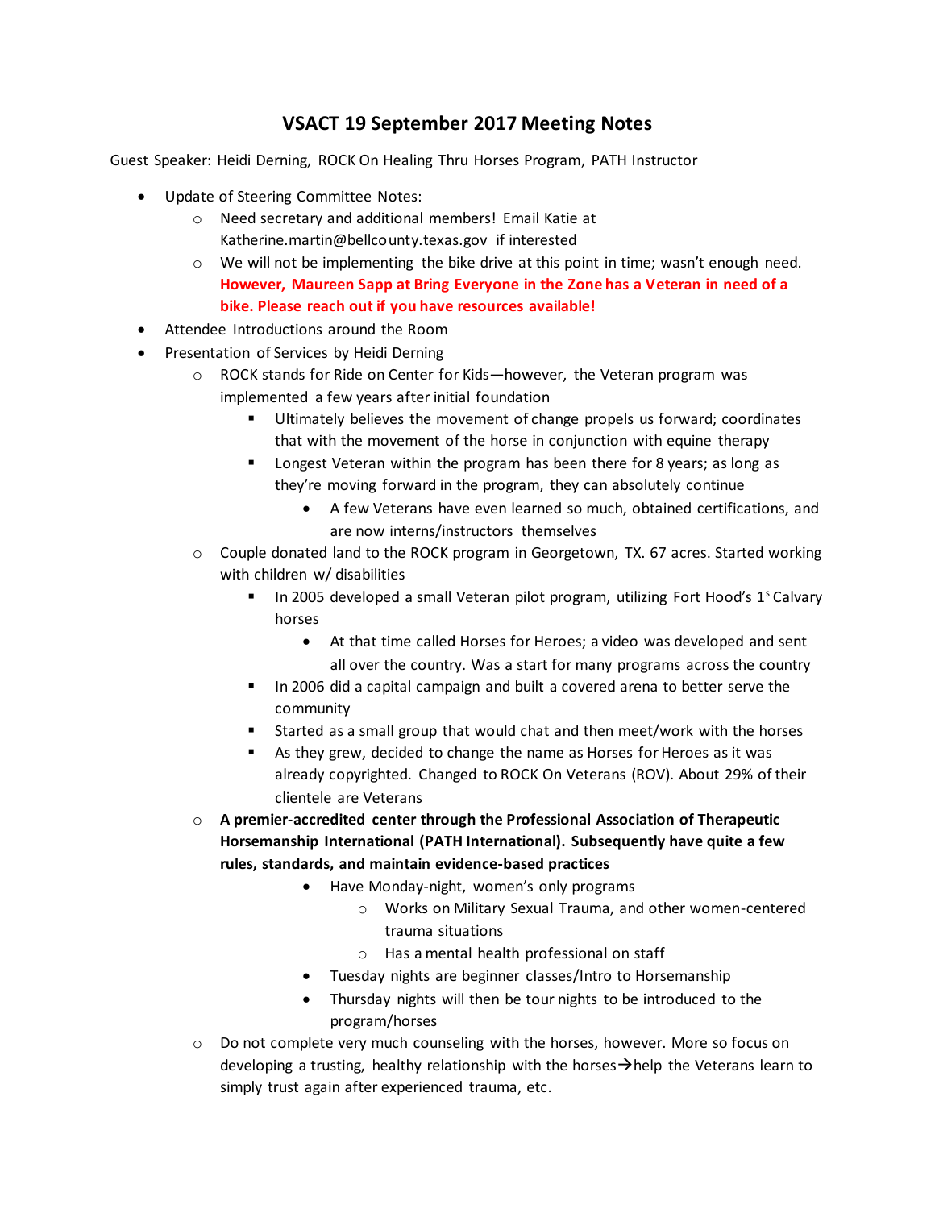# VSACT 19 September 2017 Meeting Notes

Guest Speaker: Heidi Derning, ROCK On Healing Thru Horses Program, PATH Instructor

- Update of Steering Committee Notes:
    - Need secretary and additional members! Email Katie at Katherine.martin@bellcounty.texas.gov if interested
    - We will not be implementing the bike drive at this point in time; wasn't enough need. **However, Maureen Sapp at Bring Everyone in the Zone has a Veteran in need of a bike. Please reach out if you have resources available!**
- Attendee Introductions around the Room
- Presentation of Services by Heidi Derning
    - ROCK stands for Ride on Center for Kids—however, the Veteran program was implemented a few years after initial foundation
        - Ultimately believes the movement of change propels us forward; coordinates that with the movement of the horse in conjunction with equine therapy
        - Longest Veteran within the program has been there for 8 years; as long as they're moving forward in the program, they can absolutely continue
            - A few Veterans have even learned so much, obtained certifications, and are now interns/instructors themselves
    - Couple donated land to the ROCK program in Georgetown, TX. 67 acres. Started working with children w/ disabilities
        - In 2005 developed a small Veteran pilot program, utilizing Fort Hood's 1s Calvary horses
            - At that time called Horses for Heroes; a video was developed and sent all over the country. Was a start for many programs across the country
        - In 2006 did a capital campaign and built a covered arena to better serve the community
        - Started as a small group that would chat and then meet/work with the horses
        - As they grew, decided to change the name as Horses for Heroes as it was already copyrighted. Changed to ROCK On Veterans (ROV). About 29% of their clientele are Veterans
    - **A premier-accredited center through the Professional Association of Therapeutic Horsemanship International (PATH International). Subsequently have quite a few rules, standards, and maintain evidence-based practices**
        - Have Monday-night, women's only programs
            - Works on Military Sexual Trauma, and other women-centered trauma situations
            - Has a mental health professional on staff
        - Tuesday nights are beginner classes/Intro to Horsemanship
        - Thursday nights will then be tour nights to be introduced to the program/horses
    - Do not complete very much counseling with the horses, however. More so focus on developing a trusting, healthy relationship with the horses→help the Veterans learn to simply trust again after experienced trauma, etc.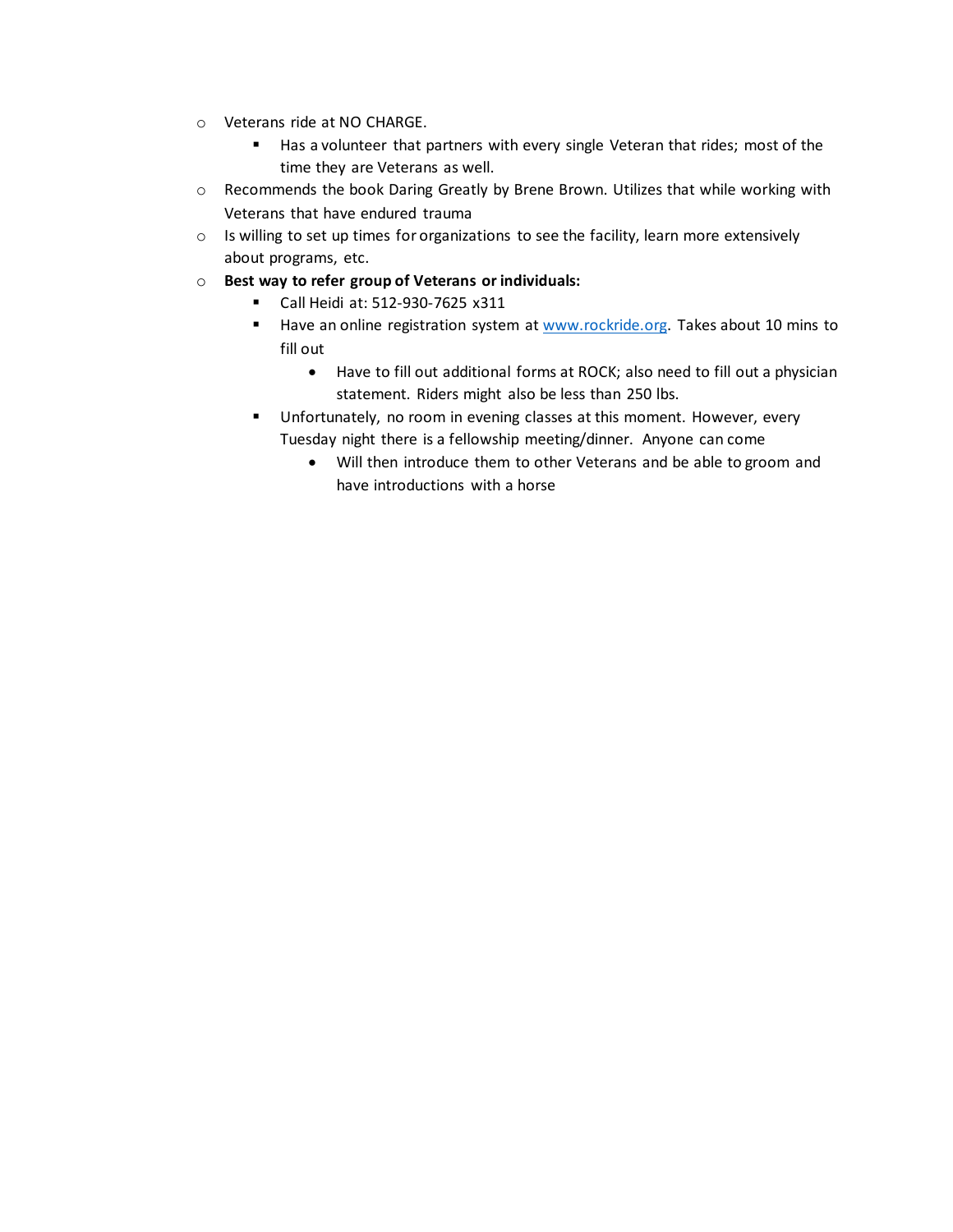- Veterans ride at NO CHARGE.
  - Has a volunteer that partners with every single Veteran that rides; most of the time they are Veterans as well.
- Recommends the book Daring Greatly by Brene Brown. Utilizes that while working with Veterans that have endured trauma
- Is willing to set up times for organizations to see the facility, learn more extensively about programs, etc.
- **Best way to refer group of Veterans or individuals:**
  - Call Heidi at: 512-930-7625 x311
  - Have an online registration system at [www.rockride.org](http://www.rockride.org). Takes about 10 mins to fill out
    - Have to fill out additional forms at ROCK; also need to fill out a physician statement. Riders might also be less than 250 lbs.
  - Unfortunately, no room in evening classes at this moment. However, every Tuesday night there is a fellowship meeting/dinner. Anyone can come
    - Will then introduce them to other Veterans and be able to groom and have introductions with a horse